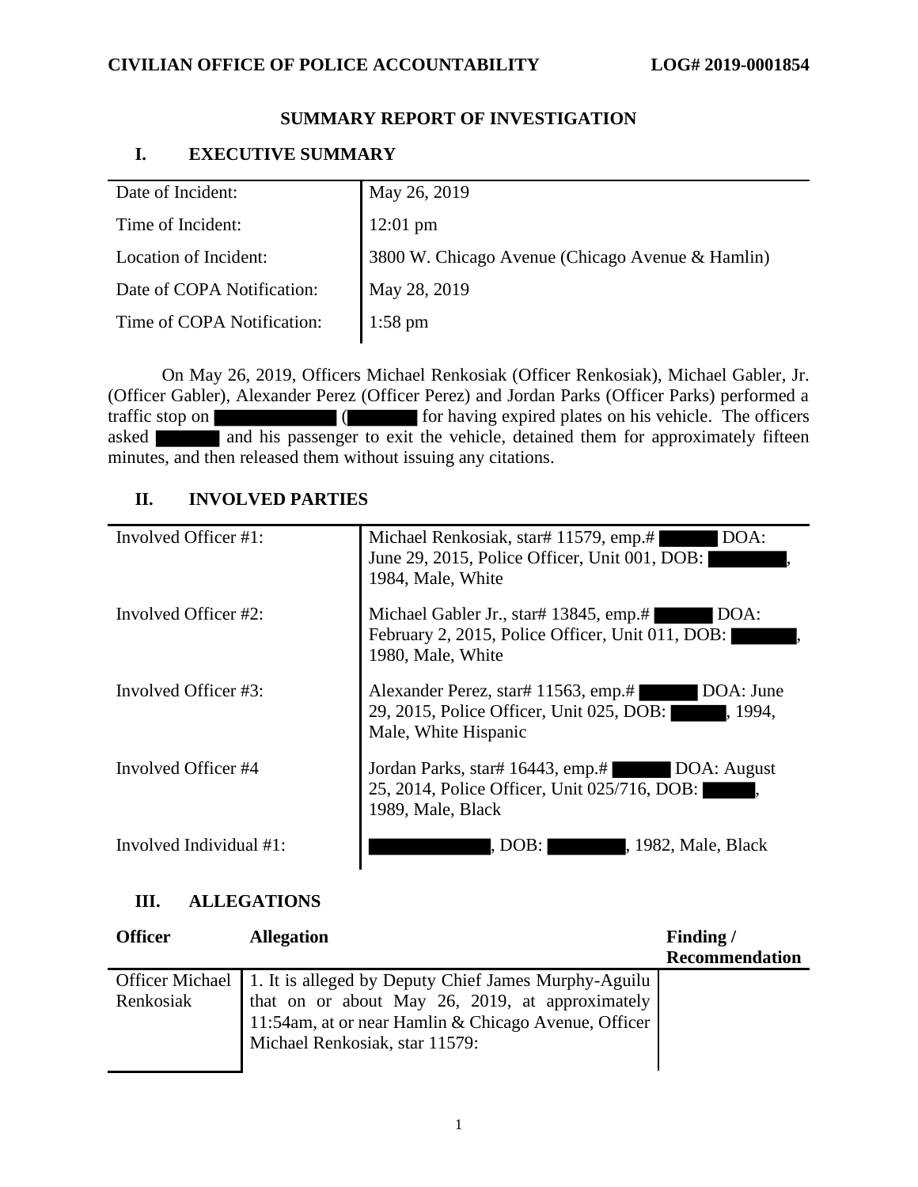**CIVILIAN OFFICE OF POLICE ACCOUNTABILITY** **LOG# 2019-0001854**

## SUMMARY REPORT OF INVESTIGATION

## I. EXECUTIVE SUMMARY

| | |
|---|---|
| Date of Incident: | May 26, 2019 |
| Time of Incident: | 12:01 pm |
| Location of Incident: | 3800 W. Chicago Avenue (Chicago Avenue & Hamlin) |
| Date of COPA Notification: | May 28, 2019 |
| Time of COPA Notification: | 1:58 pm |

On May 26, 2019, Officers Michael Renkosiak (Officer Renkosiak), Michael Gabler, Jr. (Officer Gabler), Alexander Perez (Officer Perez) and Jordan Parks (Officer Parks) performed a traffic stop on ██████ (██████ for having expired plates on his vehicle. The officers asked ██████ and his passenger to exit the vehicle, detained them for approximately fifteen minutes, and then released them without issuing any citations.

## II. INVOLVED PARTIES

| | |
|---|---|
| Involved Officer #1: | Michael Renkosiak, star# 11579, emp.# ██████ DOA: June 29, 2015, Police Officer, Unit 001, DOB: ██████, 1984, Male, White |
| Involved Officer #2: | Michael Gabler Jr., star# 13845, emp.# ██████ DOA: February 2, 2015, Police Officer, Unit 011, DOB: ██████, 1980, Male, White |
| Involved Officer #3: | Alexander Perez, star# 11563, emp.# ██████ DOA: June 29, 2015, Police Officer, Unit 025, DOB: ██████, 1994, Male, White Hispanic |
| Involved Officer #4 | Jordan Parks, star# 16443, emp.# ██████ DOA: August 25, 2014, Police Officer, Unit 025/716, DOB: ██████, 1989, Male, Black |
| Involved Individual #1: | ██████, DOB: ██████, 1982, Male, Black |

## III. ALLEGATIONS

| Officer | Allegation | Finding / Recommendation |
|---|---|---|
| Officer Michael Renkosiak | 1. It is alleged by Deputy Chief James Murphy-Aguilu that on or about May 26, 2019, at approximately 11:54am, at or near Hamlin & Chicago Avenue, Officer Michael Renkosiak, star 11579: | |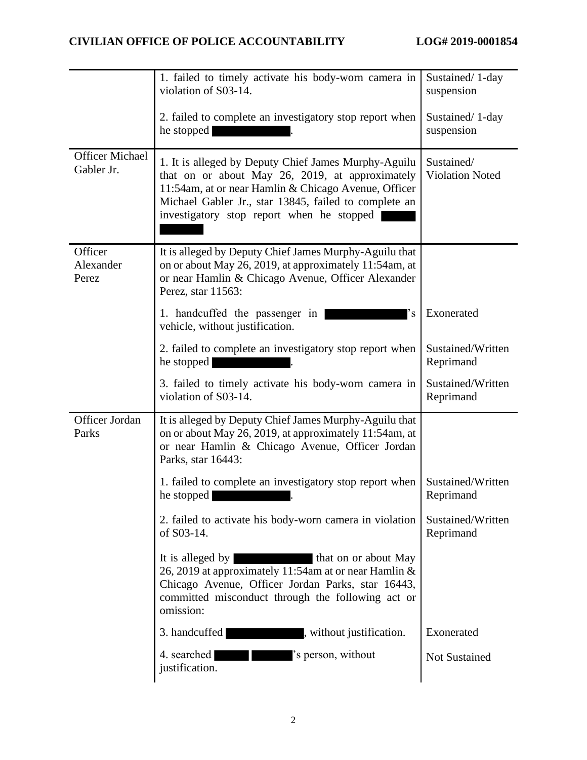| | | |
|---|---|---|
| | 1. failed to timely activate his body-worn camera in violation of S03-14.<br><br>2. failed to complete an investigatory stop report when he stopped ████████. | Sustained/ 1-day suspension<br><br>Sustained/ 1-day suspension |
| Officer Michael Gabler Jr. | 1. It is alleged by Deputy Chief James Murphy-Aguilu that on or about May 26, 2019, at approximately 11:54am, at or near Hamlin & Chicago Avenue, Officer Michael Gabler Jr., star 13845, failed to complete an investigatory stop report when he stopped ████ ████ | Sustained/ Violation Noted |
| Officer Alexander Perez | It is alleged by Deputy Chief James Murphy-Aguilu that on or about May 26, 2019, at approximately 11:54am, at or near Hamlin & Chicago Avenue, Officer Alexander Perez, star 11563: | |
| | 1. handcuffed the passenger in ████████'s vehicle, without justification. | Exonerated |
| | 2. failed to complete an investigatory stop report when he stopped ████████. | Sustained/Written Reprimand |
| | 3. failed to timely activate his body-worn camera in violation of S03-14. | Sustained/Written Reprimand |
| Officer Jordan Parks | It is alleged by Deputy Chief James Murphy-Aguilu that on or about May 26, 2019, at approximately 11:54am, at or near Hamlin & Chicago Avenue, Officer Jordan Parks, star 16443: | |
| | 1. failed to complete an investigatory stop report when he stopped ████████. | Sustained/Written Reprimand |
| | 2. failed to activate his body-worn camera in violation of S03-14. | Sustained/Written Reprimand |
| | It is alleged by ████████ that on or about May 26, 2019 at approximately 11:54am at or near Hamlin & Chicago Avenue, Officer Jordan Parks, star 16443, committed misconduct through the following act or omission: | |
| | 3. handcuffed ████████, without justification. | Exonerated |
| | 4. searched ████ ████'s person, without justification. | Not Sustained |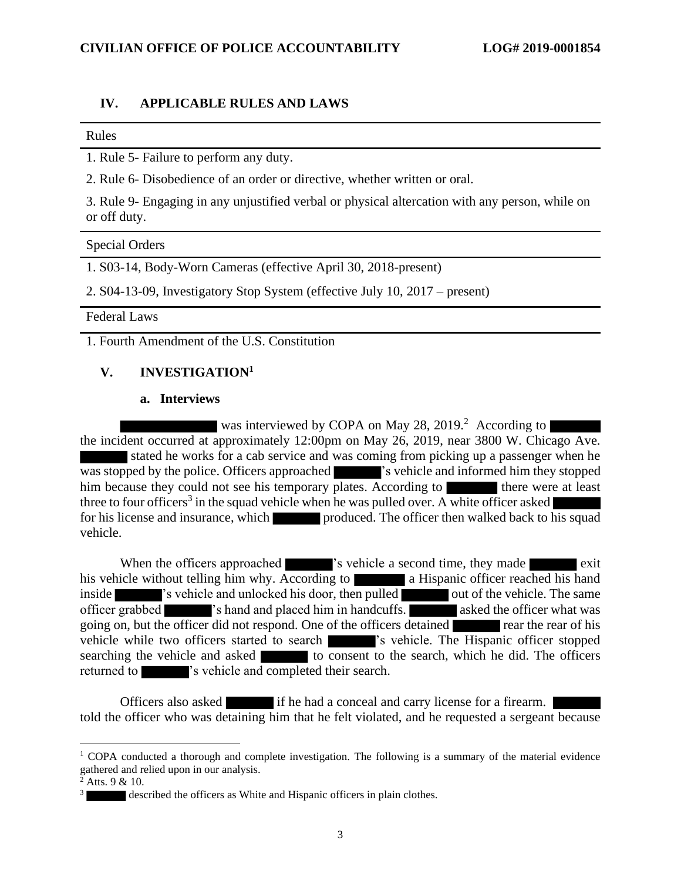## IV. APPLICABLE RULES AND LAWS

| Rules |
|---|
| 1. Rule 5- Failure to perform any duty. |
| 2. Rule 6- Disobedience of an order or directive, whether written or oral. |
| 3. Rule 9- Engaging in any unjustified verbal or physical altercation with any person, while on or off duty. |

| Special Orders |
|---|
| 1. S03-14, Body-Worn Cameras (effective April 30, 2018-present) |
| 2. S04-13-09, Investigatory Stop System (effective July 10, 2017 – present) |

| Federal Laws |
|---|
| 1. Fourth Amendment of the U.S. Constitution |

## V. INVESTIGATION[1]

### a. Interviews

████████ was interviewed by COPA on May 28, 2019.[2] According to ████ the incident occurred at approximately 12:00pm on May 26, 2019, near 3800 W. Chicago Ave. ████ stated he works for a cab service and was coming from picking up a passenger when he was stopped by the police. Officers approached ████'s vehicle and informed him they stopped him because they could not see his temporary plates. According to ████ there were at least three to four officers[3] in the squad vehicle when he was pulled over. A white officer asked ████ for his license and insurance, which ████ produced. The officer then walked back to his squad vehicle.

When the officers approached ████'s vehicle a second time, they made ████ exit his vehicle without telling him why. According to ████ a Hispanic officer reached his hand inside ████'s vehicle and unlocked his door, then pulled ████ out of the vehicle. The same officer grabbed ████'s hand and placed him in handcuffs. ████ asked the officer what was going on, but the officer did not respond. One of the officers detained ████ rear the rear of his vehicle while two officers started to search ████'s vehicle. The Hispanic officer stopped searching the vehicle and asked ████ to consent to the search, which he did. The officers returned to ████'s vehicle and completed their search.

Officers also asked ████ if he had a conceal and carry license for a firearm. ████ told the officer who was detaining him that he felt violated, and he requested a sergeant because

---

[1] COPA conducted a thorough and complete investigation. The following is a summary of the material evidence gathered and relied upon in our analysis.

[2] Atts. 9 & 10.

[3] ████ described the officers as White and Hispanic officers in plain clothes.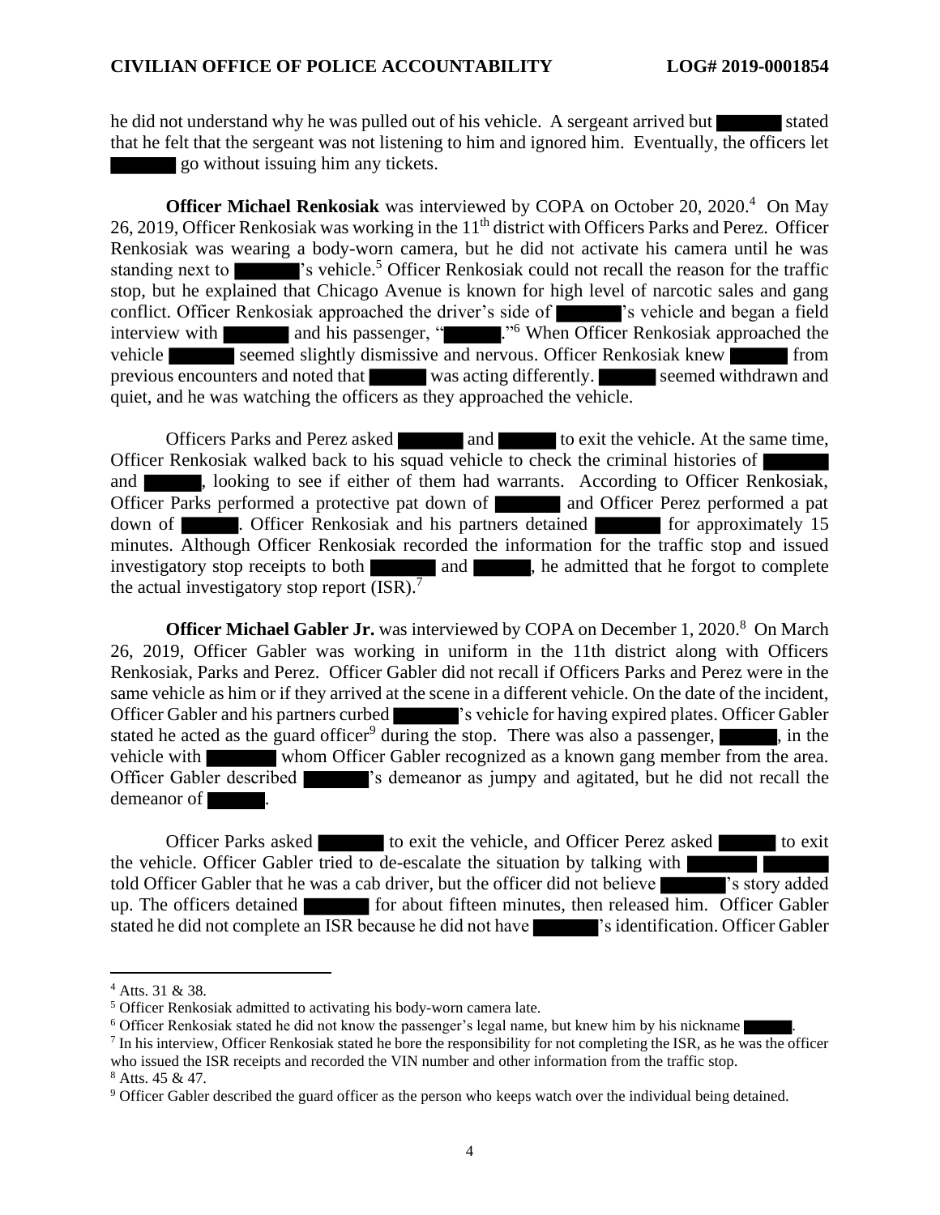he did not understand why he was pulled out of his vehicle. A sergeant arrived but ███ stated that he felt that the sergeant was not listening to him and ignored him. Eventually, the officers let ███ go without issuing him any tickets.

**Officer Michael Renkosiak** was interviewed by COPA on October 20, 2020.[4] On May 26, 2019, Officer Renkosiak was working in the 11th district with Officers Parks and Perez. Officer Renkosiak was wearing a body-worn camera, but he did not activate his camera until he was standing next to ███'s vehicle.[5] Officer Renkosiak could not recall the reason for the traffic stop, but he explained that Chicago Avenue is known for high level of narcotic sales and gang conflict. Officer Renkosiak approached the driver's side of ███'s vehicle and began a field interview with ███ and his passenger, "███."[6] When Officer Renkosiak approached the vehicle ███ seemed slightly dismissive and nervous. Officer Renkosiak knew ███ from previous encounters and noted that ███ was acting differently. ███ seemed withdrawn and quiet, and he was watching the officers as they approached the vehicle.

Officers Parks and Perez asked ███ and ███ to exit the vehicle. At the same time, Officer Renkosiak walked back to his squad vehicle to check the criminal histories of ███ and ███, looking to see if either of them had warrants. According to Officer Renkosiak, Officer Parks performed a protective pat down of ███ and Officer Perez performed a pat down of ███. Officer Renkosiak and his partners detained ███ for approximately 15 minutes. Although Officer Renkosiak recorded the information for the traffic stop and issued investigatory stop receipts to both ███ and ███, he admitted that he forgot to complete the actual investigatory stop report (ISR).[7]

**Officer Michael Gabler Jr.** was interviewed by COPA on December 1, 2020.[8] On March 26, 2019, Officer Gabler was working in uniform in the 11th district along with Officers Renkosiak, Parks and Perez. Officer Gabler did not recall if Officers Parks and Perez were in the same vehicle as him or if they arrived at the scene in a different vehicle. On the date of the incident, Officer Gabler and his partners curbed ███'s vehicle for having expired plates. Officer Gabler stated he acted as the guard officer[9] during the stop. There was also a passenger, ███, in the vehicle with ███ whom Officer Gabler recognized as a known gang member from the area. Officer Gabler described ███'s demeanor as jumpy and agitated, but he did not recall the demeanor of ███.

Officer Parks asked ███ to exit the vehicle, and Officer Perez asked ███ to exit the vehicle. Officer Gabler tried to de-escalate the situation by talking with ███ ███ told Officer Gabler that he was a cab driver, but the officer did not believe ███'s story added up. The officers detained ███ for about fifteen minutes, then released him. Officer Gabler stated he did not complete an ISR because he did not have ███'s identification. Officer Gabler

---

[4] Atts. 31 & 38.

[5] Officer Renkosiak admitted to activating his body-worn camera late.

[6] Officer Renkosiak stated he did not know the passenger's legal name, but knew him by his nickname ███.

[7] In his interview, Officer Renkosiak stated he bore the responsibility for not completing the ISR, as he was the officer who issued the ISR receipts and recorded the VIN number and other information from the traffic stop.

[8] Atts. 45 & 47.

[9] Officer Gabler described the guard officer as the person who keeps watch over the individual being detained.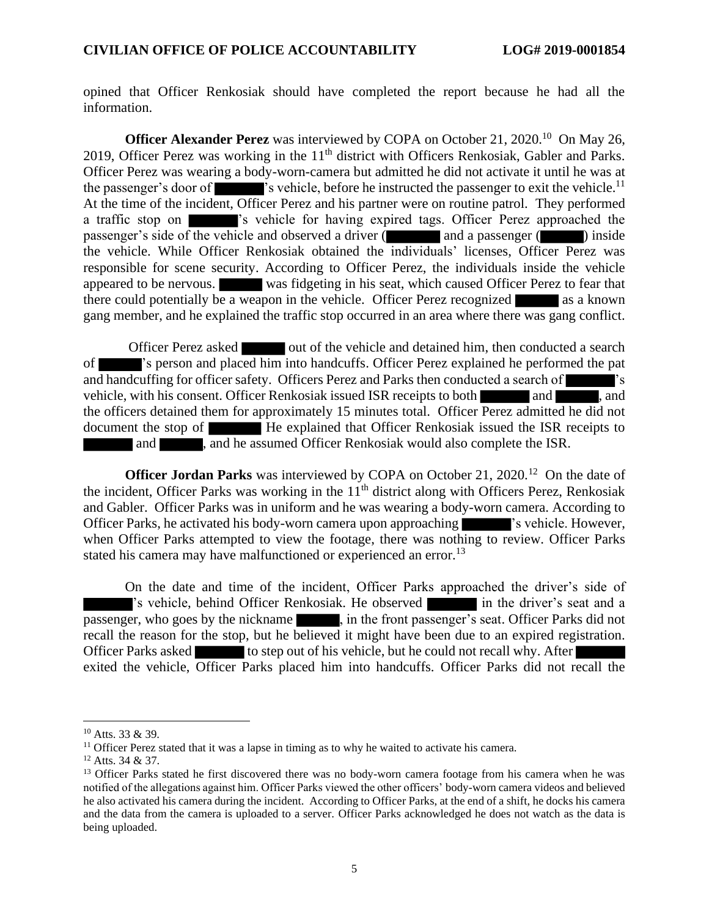opined that Officer Renkosiak should have completed the report because he had all the information.

**Officer Alexander Perez** was interviewed by COPA on October 21, 2020.[10] On May 26, 2019, Officer Perez was working in the 11th district with Officers Renkosiak, Gabler and Parks. Officer Perez was wearing a body-worn-camera but admitted he did not activate it until he was at the passenger's door of ██████'s vehicle, before he instructed the passenger to exit the vehicle.[11] At the time of the incident, Officer Perez and his partner were on routine patrol. They performed a traffic stop on ██████'s vehicle for having expired tags. Officer Perez approached the passenger's side of the vehicle and observed a driver (██████ and a passenger (██████) inside the vehicle. While Officer Renkosiak obtained the individuals' licenses, Officer Perez was responsible for scene security. According to Officer Perez, the individuals inside the vehicle appeared to be nervous. ██████ was fidgeting in his seat, which caused Officer Perez to fear that there could potentially be a weapon in the vehicle. Officer Perez recognized ██████ as a known gang member, and he explained the traffic stop occurred in an area where there was gang conflict.

Officer Perez asked ██████ out of the vehicle and detained him, then conducted a search of ██████'s person and placed him into handcuffs. Officer Perez explained he performed the pat and handcuffing for officer safety. Officers Perez and Parks then conducted a search of ██████'s vehicle, with his consent. Officer Renkosiak issued ISR receipts to both ██████ and ██████, and the officers detained them for approximately 15 minutes total. Officer Perez admitted he did not document the stop of ██████ He explained that Officer Renkosiak issued the ISR receipts to ██████ and ██████, and he assumed Officer Renkosiak would also complete the ISR.

**Officer Jordan Parks** was interviewed by COPA on October 21, 2020.[12] On the date of the incident, Officer Parks was working in the 11th district along with Officers Perez, Renkosiak and Gabler. Officer Parks was in uniform and he was wearing a body-worn camera. According to Officer Parks, he activated his body-worn camera upon approaching ██████'s vehicle. However, when Officer Parks attempted to view the footage, there was nothing to review. Officer Parks stated his camera may have malfunctioned or experienced an error.[13]

On the date and time of the incident, Officer Parks approached the driver's side of ██████'s vehicle, behind Officer Renkosiak. He observed ██████ in the driver's seat and a passenger, who goes by the nickname ██████, in the front passenger's seat. Officer Parks did not recall the reason for the stop, but he believed it might have been due to an expired registration. Officer Parks asked ██████ to step out of his vehicle, but he could not recall why. After ██████ exited the vehicle, Officer Parks placed him into handcuffs. Officer Parks did not recall the

---

[10] Atts. 33 & 39.

[11] Officer Perez stated that it was a lapse in timing as to why he waited to activate his camera.

[12] Atts. 34 & 37.

[13] Officer Parks stated he first discovered there was no body-worn camera footage from his camera when he was notified of the allegations against him. Officer Parks viewed the other officers' body-worn camera videos and believed he also activated his camera during the incident. According to Officer Parks, at the end of a shift, he docks his camera and the data from the camera is uploaded to a server. Officer Parks acknowledged he does not watch as the data is being uploaded.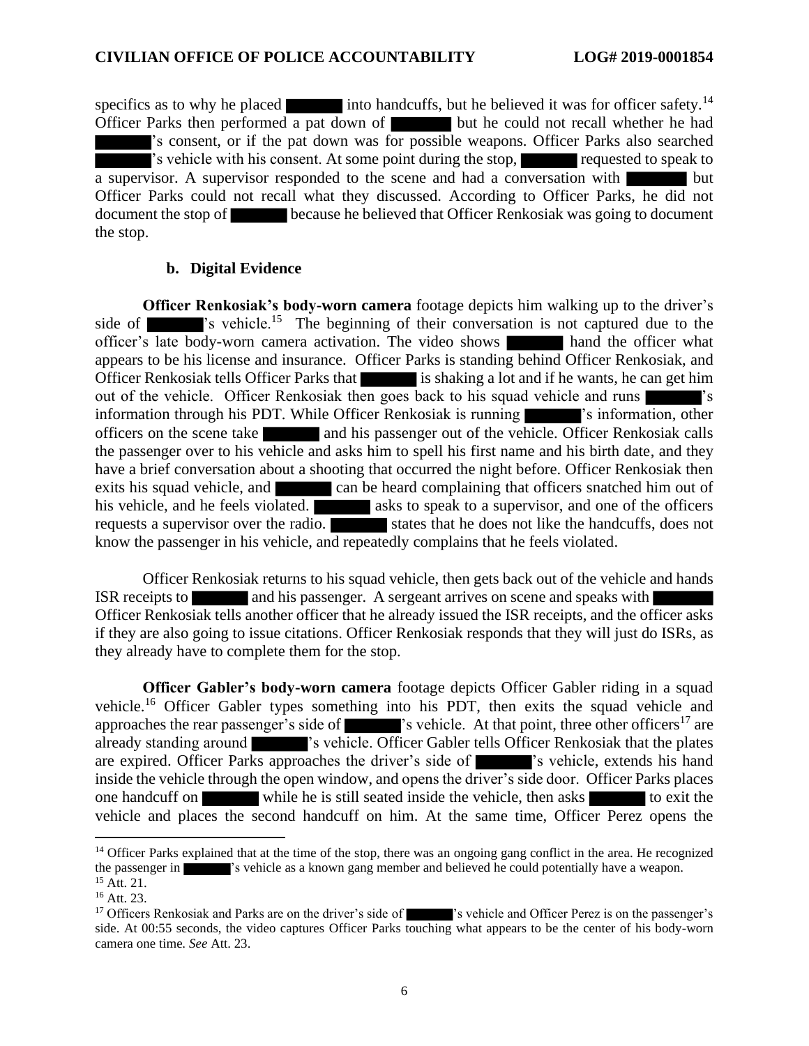specifics as to why he placed ███ into handcuffs, but he believed it was for officer safety.[14] Officer Parks then performed a pat down of ███ but he could not recall whether he had ███'s consent, or if the pat down was for possible weapons. Officer Parks also searched ███'s vehicle with his consent. At some point during the stop, ███ requested to speak to a supervisor. A supervisor responded to the scene and had a conversation with ███ but Officer Parks could not recall what they discussed. According to Officer Parks, he did not document the stop of ███ because he believed that Officer Renkosiak was going to document the stop.

### b. Digital Evidence

**Officer Renkosiak's body-worn camera** footage depicts him walking up to the driver's side of ███'s vehicle.[15] The beginning of their conversation is not captured due to the officer's late body-worn camera activation. The video shows ███ hand the officer what appears to be his license and insurance. Officer Parks is standing behind Officer Renkosiak, and Officer Renkosiak tells Officer Parks that ███ is shaking a lot and if he wants, he can get him out of the vehicle. Officer Renkosiak then goes back to his squad vehicle and runs ███'s information through his PDT. While Officer Renkosiak is running ███'s information, other officers on the scene take ███ and his passenger out of the vehicle. Officer Renkosiak calls the passenger over to his vehicle and asks him to spell his first name and his birth date, and they have a brief conversation about a shooting that occurred the night before. Officer Renkosiak then exits his squad vehicle, and ███ can be heard complaining that officers snatched him out of his vehicle, and he feels violated. ███ asks to speak to a supervisor, and one of the officers requests a supervisor over the radio. ███ states that he does not like the handcuffs, does not know the passenger in his vehicle, and repeatedly complains that he feels violated.

Officer Renkosiak returns to his squad vehicle, then gets back out of the vehicle and hands ISR receipts to ███ and his passenger. A sergeant arrives on scene and speaks with ███ Officer Renkosiak tells another officer that he already issued the ISR receipts, and the officer asks if they are also going to issue citations. Officer Renkosiak responds that they will just do ISRs, as they already have to complete them for the stop.

**Officer Gabler's body-worn camera** footage depicts Officer Gabler riding in a squad vehicle.[16] Officer Gabler types something into his PDT, then exits the squad vehicle and approaches the rear passenger's side of ███'s vehicle. At that point, three other officers[17] are already standing around ███'s vehicle. Officer Gabler tells Officer Renkosiak that the plates are expired. Officer Parks approaches the driver's side of ███'s vehicle, extends his hand inside the vehicle through the open window, and opens the driver's side door. Officer Parks places one handcuff on ███ while he is still seated inside the vehicle, then asks ███ to exit the vehicle and places the second handcuff on him. At the same time, Officer Perez opens the

---

[14] Officer Parks explained that at the time of the stop, there was an ongoing gang conflict in the area. He recognized the passenger in ███'s vehicle as a known gang member and believed he could potentially have a weapon.

[15] Att. 21.

[16] Att. 23.

[17] Officers Renkosiak and Parks are on the driver's side of ███'s vehicle and Officer Perez is on the passenger's side. At 00:55 seconds, the video captures Officer Parks touching what appears to be the center of his body-worn camera one time. *See* Att. 23.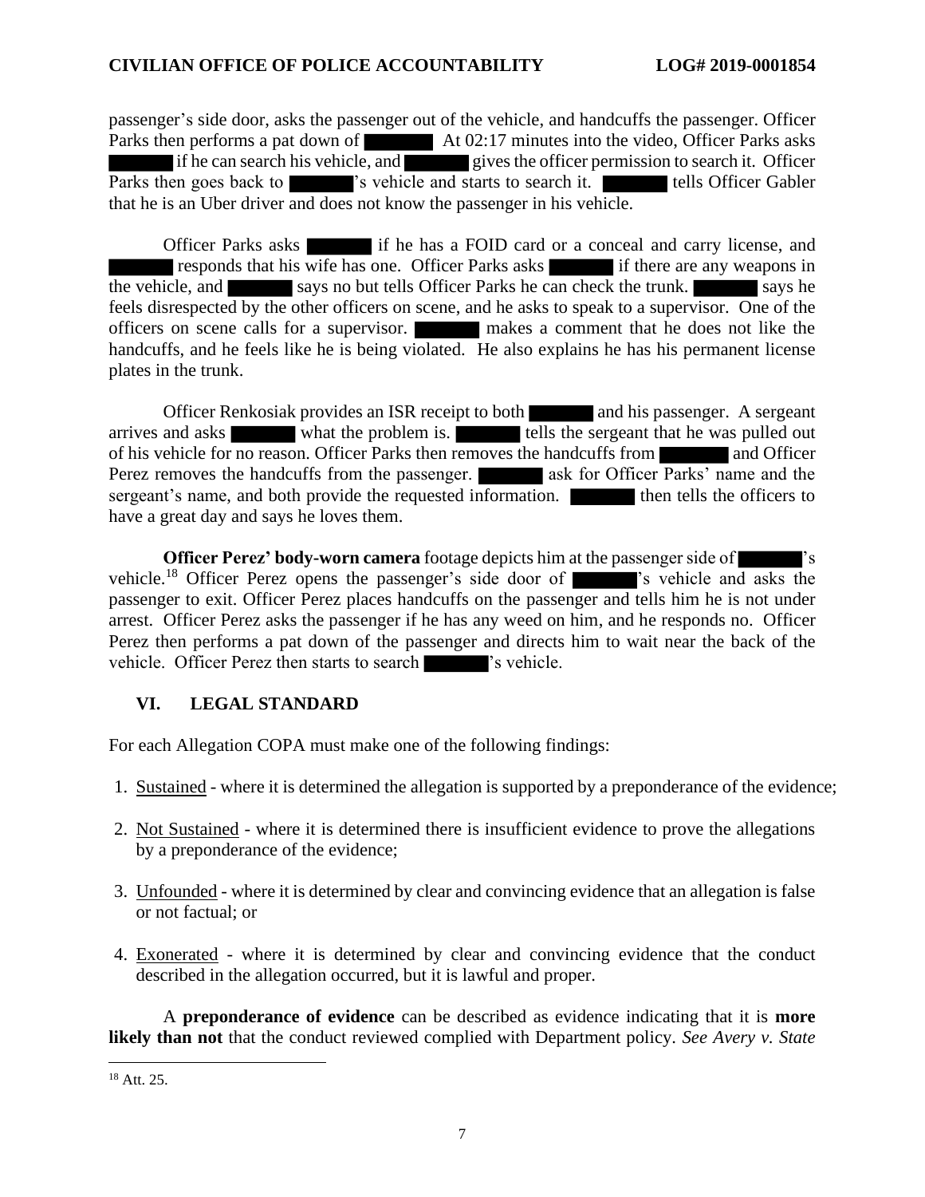passenger's side door, asks the passenger out of the vehicle, and handcuffs the passenger. Officer Parks then performs a pat down of ██████ At 02:17 minutes into the video, Officer Parks asks ██████ if he can search his vehicle, and ██████ gives the officer permission to search it. Officer Parks then goes back to ██████'s vehicle and starts to search it. ██████ tells Officer Gabler that he is an Uber driver and does not know the passenger in his vehicle.

Officer Parks asks ██████ if he has a FOID card or a conceal and carry license, and ██████ responds that his wife has one. Officer Parks asks ██████ if there are any weapons in the vehicle, and ██████ says no but tells Officer Parks he can check the trunk. ██████ says he feels disrespected by the other officers on scene, and he asks to speak to a supervisor. One of the officers on scene calls for a supervisor. ██████ makes a comment that he does not like the handcuffs, and he feels like he is being violated. He also explains he has his permanent license plates in the trunk.

Officer Renkosiak provides an ISR receipt to both ██████ and his passenger. A sergeant arrives and asks ██████ what the problem is. ██████ tells the sergeant that he was pulled out of his vehicle for no reason. Officer Parks then removes the handcuffs from ██████ and Officer Perez removes the handcuffs from the passenger. ██████ ask for Officer Parks' name and the sergeant's name, and both provide the requested information. ██████ then tells the officers to have a great day and says he loves them.

**Officer Perez' body-worn camera** footage depicts him at the passenger side of ██████'s vehicle.[18] Officer Perez opens the passenger's side door of ██████'s vehicle and asks the passenger to exit. Officer Perez places handcuffs on the passenger and tells him he is not under arrest. Officer Perez asks the passenger if he has any weed on him, and he responds no. Officer Perez then performs a pat down of the passenger and directs him to wait near the back of the vehicle. Officer Perez then starts to search ██████'s vehicle.

## VI. LEGAL STANDARD

For each Allegation COPA must make one of the following findings:

1. Sustained - where it is determined the allegation is supported by a preponderance of the evidence;
2. Not Sustained - where it is determined there is insufficient evidence to prove the allegations by a preponderance of the evidence;
3. Unfounded - where it is determined by clear and convincing evidence that an allegation is false or not factual; or
4. Exonerated - where it is determined by clear and convincing evidence that the conduct described in the allegation occurred, but it is lawful and proper.

A **preponderance of evidence** can be described as evidence indicating that it is **more likely than not** that the conduct reviewed complied with Department policy. *See Avery v. State*

[18] Att. 25.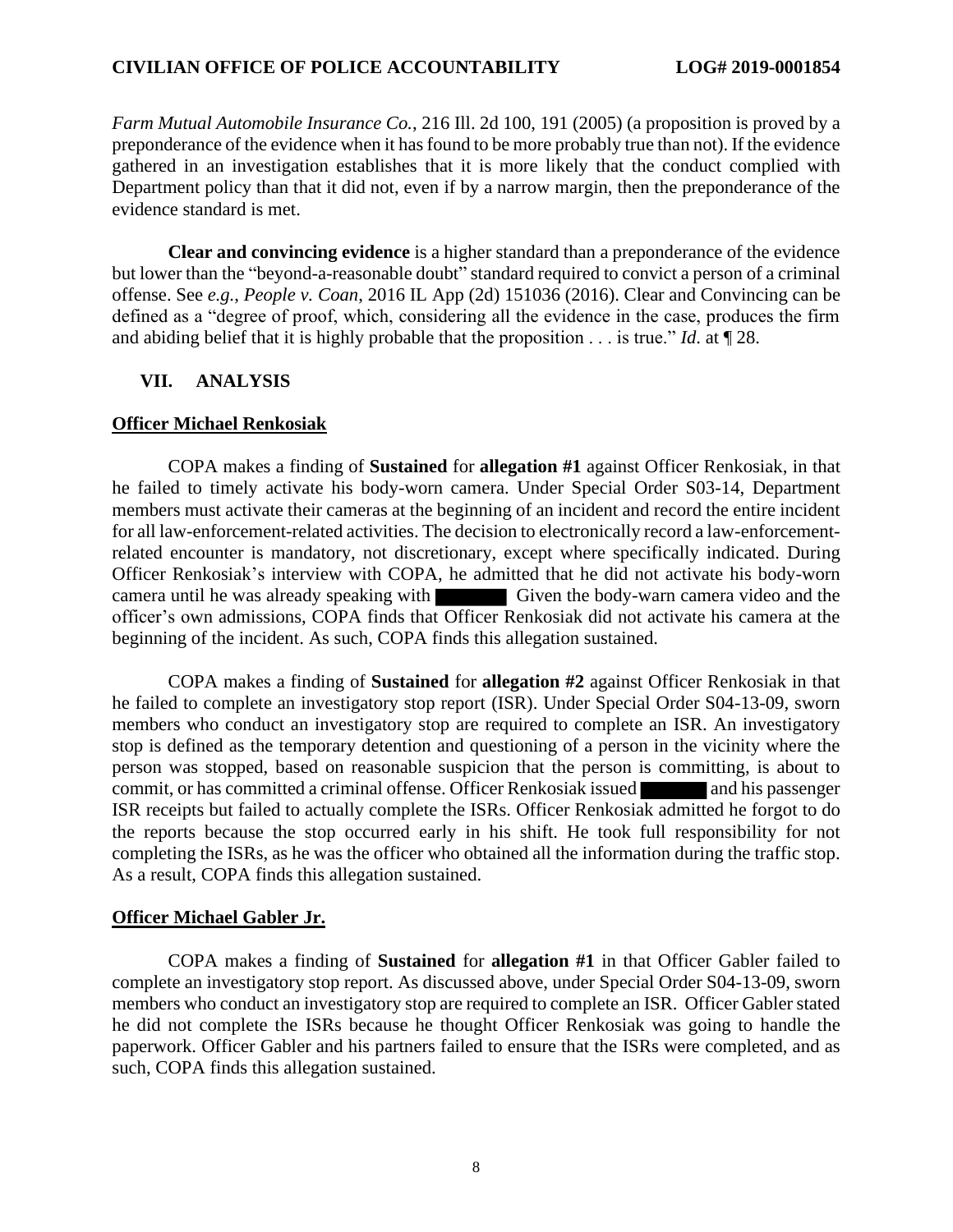*Farm Mutual Automobile Insurance Co.*, 216 Ill. 2d 100, 191 (2005) (a proposition is proved by a preponderance of the evidence when it has found to be more probably true than not). If the evidence gathered in an investigation establishes that it is more likely that the conduct complied with Department policy than that it did not, even if by a narrow margin, then the preponderance of the evidence standard is met.

**Clear and convincing evidence** is a higher standard than a preponderance of the evidence but lower than the "beyond-a-reasonable doubt" standard required to convict a person of a criminal offense. See *e.g.*, *People v. Coan*, 2016 IL App (2d) 151036 (2016). Clear and Convincing can be defined as a "degree of proof, which, considering all the evidence in the case, produces the firm and abiding belief that it is highly probable that the proposition . . . is true." *Id*. at ¶ 28.

## VII. ANALYSIS

### Officer Michael Renkosiak

COPA makes a finding of **Sustained** for **allegation #1** against Officer Renkosiak, in that he failed to timely activate his body-worn camera. Under Special Order S03-14, Department members must activate their cameras at the beginning of an incident and record the entire incident for all law-enforcement-related activities. The decision to electronically record a law-enforcement-related encounter is mandatory, not discretionary, except where specifically indicated. During Officer Renkosiak's interview with COPA, he admitted that he did not activate his body-worn camera until he was already speaking with ██████ Given the body-warn camera video and the officer's own admissions, COPA finds that Officer Renkosiak did not activate his camera at the beginning of the incident. As such, COPA finds this allegation sustained.

COPA makes a finding of **Sustained** for **allegation #2** against Officer Renkosiak in that he failed to complete an investigatory stop report (ISR). Under Special Order S04-13-09, sworn members who conduct an investigatory stop are required to complete an ISR. An investigatory stop is defined as the temporary detention and questioning of a person in the vicinity where the person was stopped, based on reasonable suspicion that the person is committing, is about to commit, or has committed a criminal offense. Officer Renkosiak issued ██████ and his passenger ISR receipts but failed to actually complete the ISRs. Officer Renkosiak admitted he forgot to do the reports because the stop occurred early in his shift. He took full responsibility for not completing the ISRs, as he was the officer who obtained all the information during the traffic stop. As a result, COPA finds this allegation sustained.

### Officer Michael Gabler Jr.

COPA makes a finding of **Sustained** for **allegation #1** in that Officer Gabler failed to complete an investigatory stop report. As discussed above, under Special Order S04-13-09, sworn members who conduct an investigatory stop are required to complete an ISR. Officer Gabler stated he did not complete the ISRs because he thought Officer Renkosiak was going to handle the paperwork. Officer Gabler and his partners failed to ensure that the ISRs were completed, and as such, COPA finds this allegation sustained.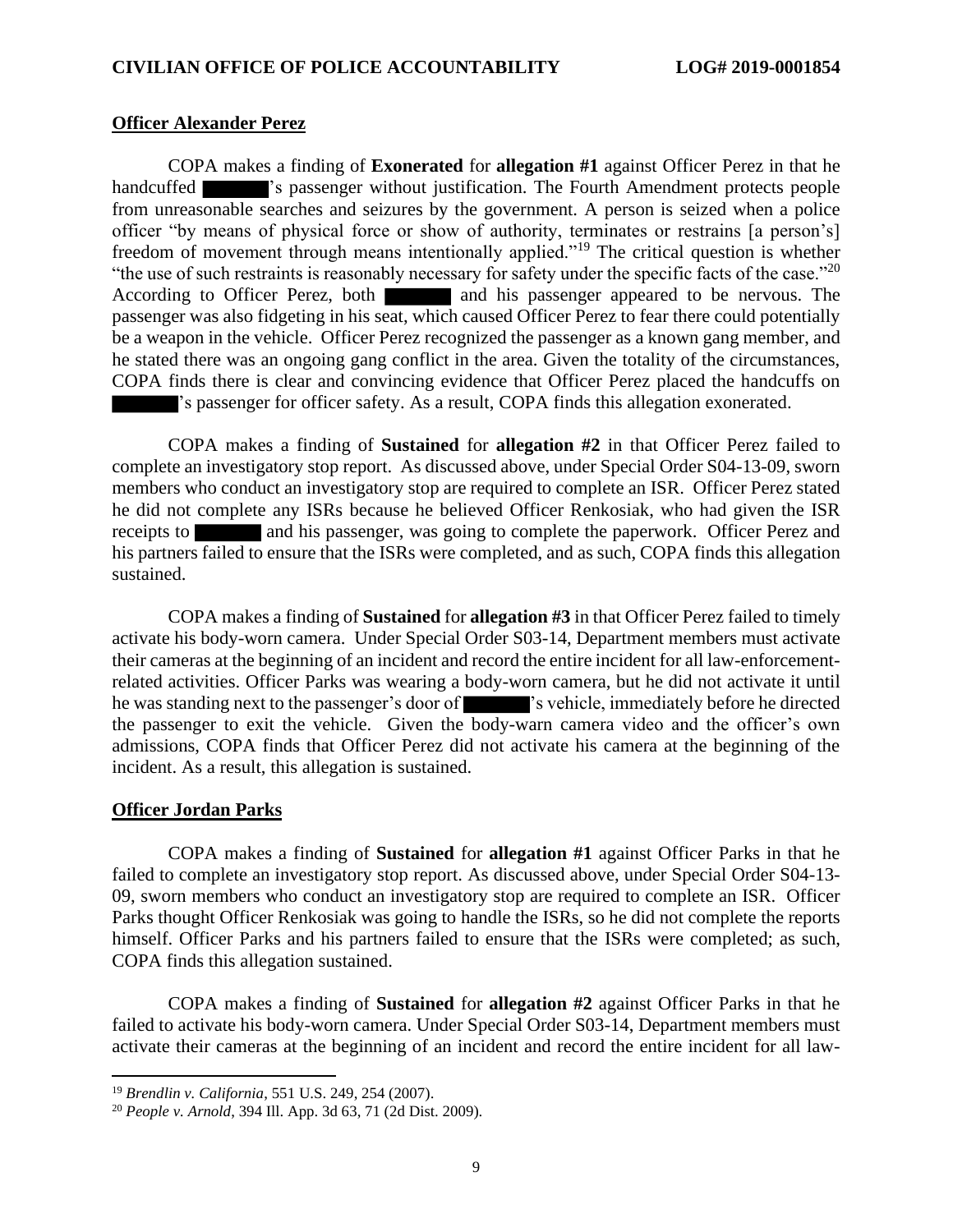### **Officer Alexander Perez**

COPA makes a finding of **Exonerated** for **allegation #1** against Officer Perez in that he handcuffed ██████'s passenger without justification. The Fourth Amendment protects people from unreasonable searches and seizures by the government. A person is seized when a police officer "by means of physical force or show of authority, terminates or restrains [a person's] freedom of movement through means intentionally applied."[19] The critical question is whether "the use of such restraints is reasonably necessary for safety under the specific facts of the case."[20] According to Officer Perez, both ██████ and his passenger appeared to be nervous. The passenger was also fidgeting in his seat, which caused Officer Perez to fear there could potentially be a weapon in the vehicle. Officer Perez recognized the passenger as a known gang member, and he stated there was an ongoing gang conflict in the area. Given the totality of the circumstances, COPA finds there is clear and convincing evidence that Officer Perez placed the handcuffs on ██████'s passenger for officer safety. As a result, COPA finds this allegation exonerated.

COPA makes a finding of **Sustained** for **allegation #2** in that Officer Perez failed to complete an investigatory stop report. As discussed above, under Special Order S04-13-09, sworn members who conduct an investigatory stop are required to complete an ISR. Officer Perez stated he did not complete any ISRs because he believed Officer Renkosiak, who had given the ISR receipts to ██████ and his passenger, was going to complete the paperwork. Officer Perez and his partners failed to ensure that the ISRs were completed, and as such, COPA finds this allegation sustained.

COPA makes a finding of **Sustained** for **allegation #3** in that Officer Perez failed to timely activate his body-worn camera. Under Special Order S03-14, Department members must activate their cameras at the beginning of an incident and record the entire incident for all law-enforcement-related activities. Officer Parks was wearing a body-worn camera, but he did not activate it until he was standing next to the passenger's door of ██████'s vehicle, immediately before he directed the passenger to exit the vehicle. Given the body-warn camera video and the officer's own admissions, COPA finds that Officer Perez did not activate his camera at the beginning of the incident. As a result, this allegation is sustained.

### **Officer Jordan Parks**

COPA makes a finding of **Sustained** for **allegation #1** against Officer Parks in that he failed to complete an investigatory stop report. As discussed above, under Special Order S04-13-09, sworn members who conduct an investigatory stop are required to complete an ISR. Officer Parks thought Officer Renkosiak was going to handle the ISRs, so he did not complete the reports himself. Officer Parks and his partners failed to ensure that the ISRs were completed; as such, COPA finds this allegation sustained.

COPA makes a finding of **Sustained** for **allegation #2** against Officer Parks in that he failed to activate his body-worn camera. Under Special Order S03-14, Department members must activate their cameras at the beginning of an incident and record the entire incident for all law-

---

[19] *Brendlin v. California*, 551 U.S. 249, 254 (2007).

[20] *People v. Arnold*, 394 Ill. App. 3d 63, 71 (2d Dist. 2009).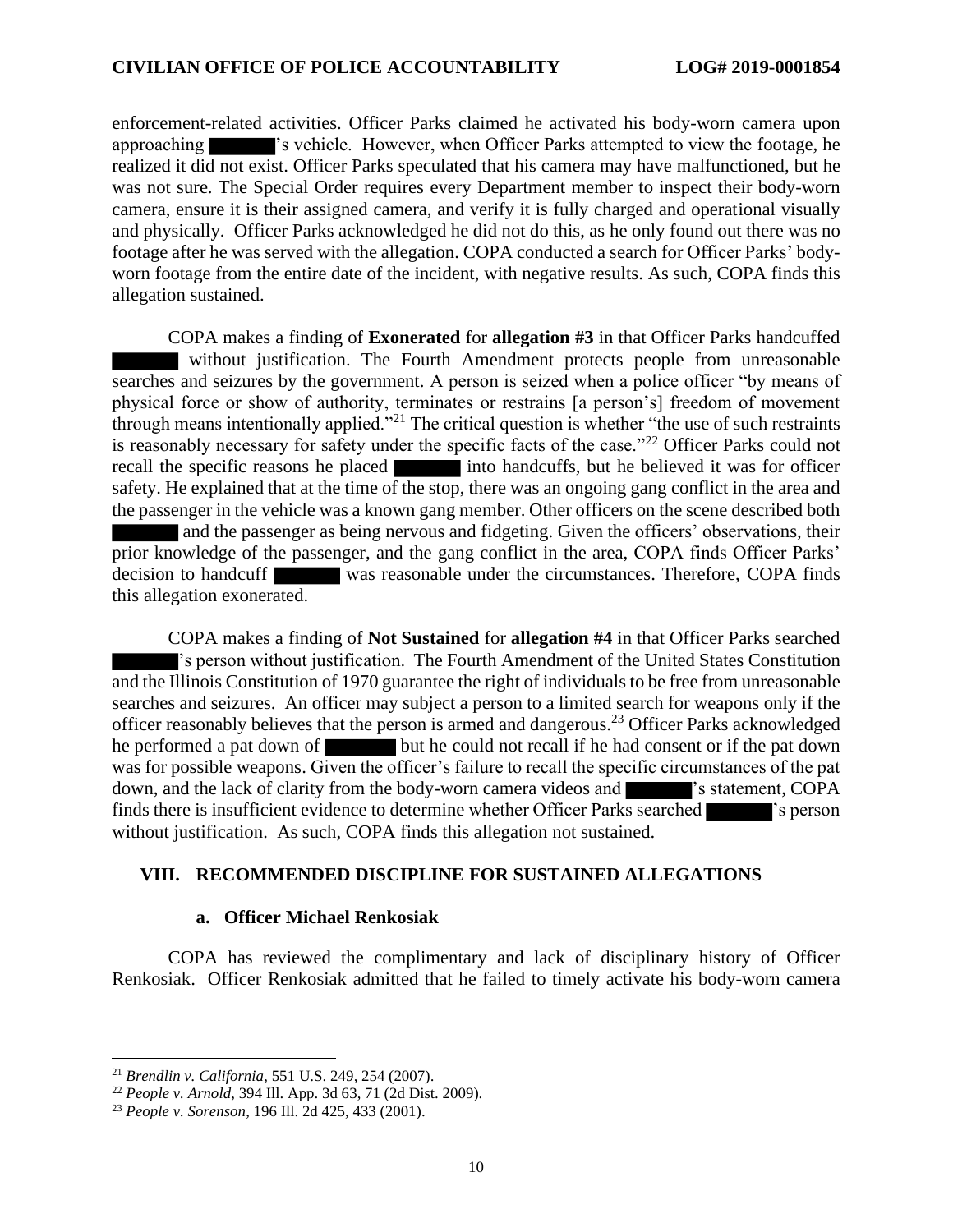enforcement-related activities. Officer Parks claimed he activated his body-worn camera upon approaching ██████'s vehicle. However, when Officer Parks attempted to view the footage, he realized it did not exist. Officer Parks speculated that his camera may have malfunctioned, but he was not sure. The Special Order requires every Department member to inspect their body-worn camera, ensure it is their assigned camera, and verify it is fully charged and operational visually and physically. Officer Parks acknowledged he did not do this, as he only found out there was no footage after he was served with the allegation. COPA conducted a search for Officer Parks' body-worn footage from the entire date of the incident, with negative results. As such, COPA finds this allegation sustained.

COPA makes a finding of **Exonerated** for **allegation #3** in that Officer Parks handcuffed ██████ without justification. The Fourth Amendment protects people from unreasonable searches and seizures by the government. A person is seized when a police officer "by means of physical force or show of authority, terminates or restrains [a person's] freedom of movement through means intentionally applied."[21] The critical question is whether "the use of such restraints is reasonably necessary for safety under the specific facts of the case."[22] Officer Parks could not recall the specific reasons he placed ██████ into handcuffs, but he believed it was for officer safety. He explained that at the time of the stop, there was an ongoing gang conflict in the area and the passenger in the vehicle was a known gang member. Other officers on the scene described both ██████ and the passenger as being nervous and fidgeting. Given the officers' observations, their prior knowledge of the passenger, and the gang conflict in the area, COPA finds Officer Parks' decision to handcuff ██████ was reasonable under the circumstances. Therefore, COPA finds this allegation exonerated.

COPA makes a finding of **Not Sustained** for **allegation #4** in that Officer Parks searched ██████'s person without justification. The Fourth Amendment of the United States Constitution and the Illinois Constitution of 1970 guarantee the right of individuals to be free from unreasonable searches and seizures. An officer may subject a person to a limited search for weapons only if the officer reasonably believes that the person is armed and dangerous.[23] Officer Parks acknowledged he performed a pat down of ██████ but he could not recall if he had consent or if the pat down was for possible weapons. Given the officer's failure to recall the specific circumstances of the pat down, and the lack of clarity from the body-worn camera videos and ██████'s statement, COPA finds there is insufficient evidence to determine whether Officer Parks searched ██████'s person without justification. As such, COPA finds this allegation not sustained.

## VIII. RECOMMENDED DISCIPLINE FOR SUSTAINED ALLEGATIONS

### a. Officer Michael Renkosiak

COPA has reviewed the complimentary and lack of disciplinary history of Officer Renkosiak. Officer Renkosiak admitted that he failed to timely activate his body-worn camera

---

[21] *Brendlin v. California*, 551 U.S. 249, 254 (2007).

[22] *People v. Arnold*, 394 Ill. App. 3d 63, 71 (2d Dist. 2009).

[23] *People v. Sorenson*, 196 Ill. 2d 425, 433 (2001).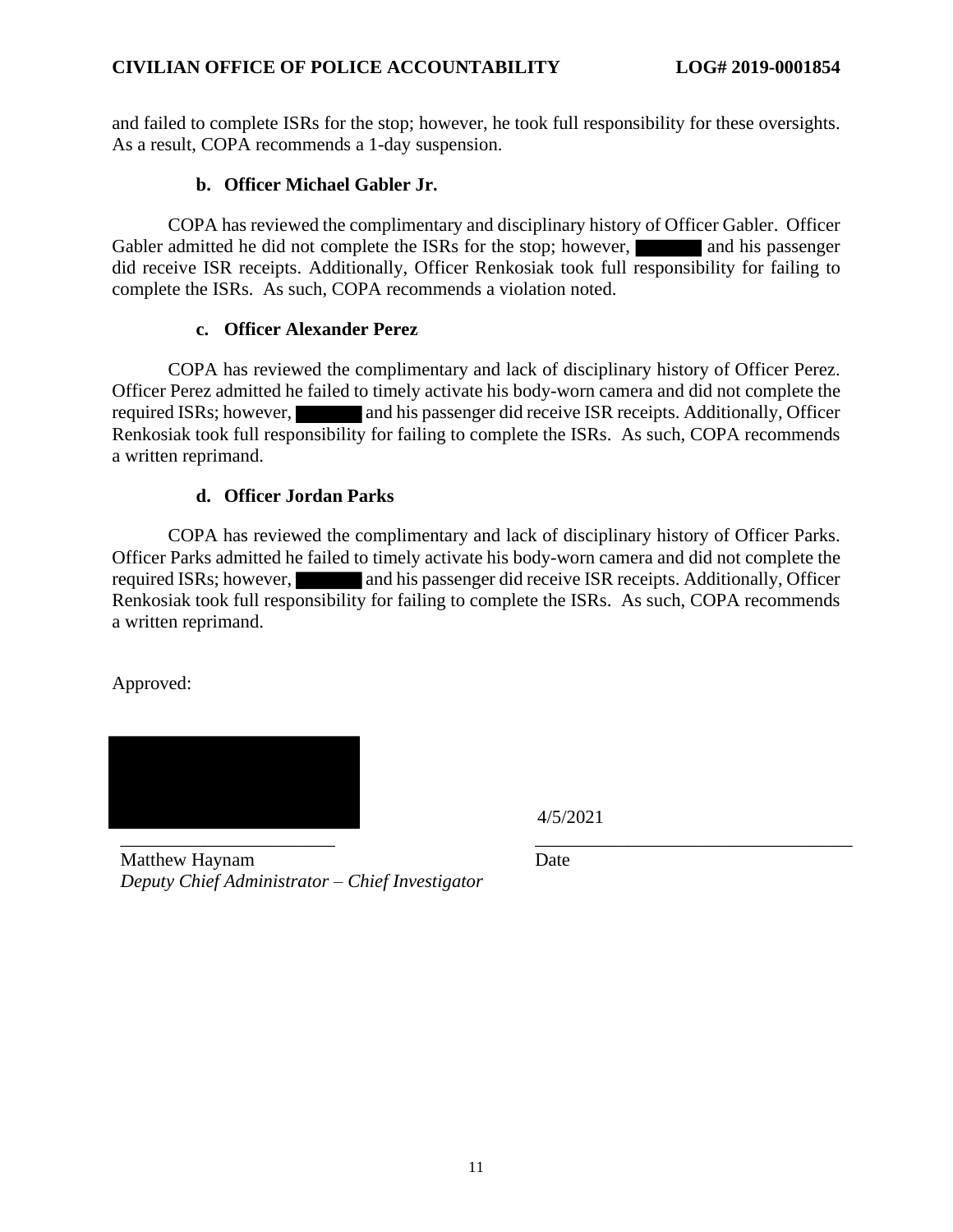and failed to complete ISRs for the stop; however, he took full responsibility for these oversights. As a result, COPA recommends a 1-day suspension.

#### b. Officer Michael Gabler Jr.

COPA has reviewed the complimentary and disciplinary history of Officer Gabler. Officer Gabler admitted he did not complete the ISRs for the stop; however, ██████ and his passenger did receive ISR receipts. Additionally, Officer Renkosiak took full responsibility for failing to complete the ISRs. As such, COPA recommends a violation noted.

#### c. Officer Alexander Perez

COPA has reviewed the complimentary and lack of disciplinary history of Officer Perez. Officer Perez admitted he failed to timely activate his body-worn camera and did not complete the required ISRs; however, ██████ and his passenger did receive ISR receipts. Additionally, Officer Renkosiak took full responsibility for failing to complete the ISRs. As such, COPA recommends a written reprimand.

#### d. Officer Jordan Parks

COPA has reviewed the complimentary and lack of disciplinary history of Officer Parks. Officer Parks admitted he failed to timely activate his body-worn camera and did not complete the required ISRs; however, ██████ and his passenger did receive ISR receipts. Additionally, Officer Renkosiak took full responsibility for failing to complete the ISRs. As such, COPA recommends a written reprimand.

Approved:

██████████████

_______________________

Matthew Haynam
*Deputy Chief Administrator – Chief Investigator*

4/5/2021

_______________________

Date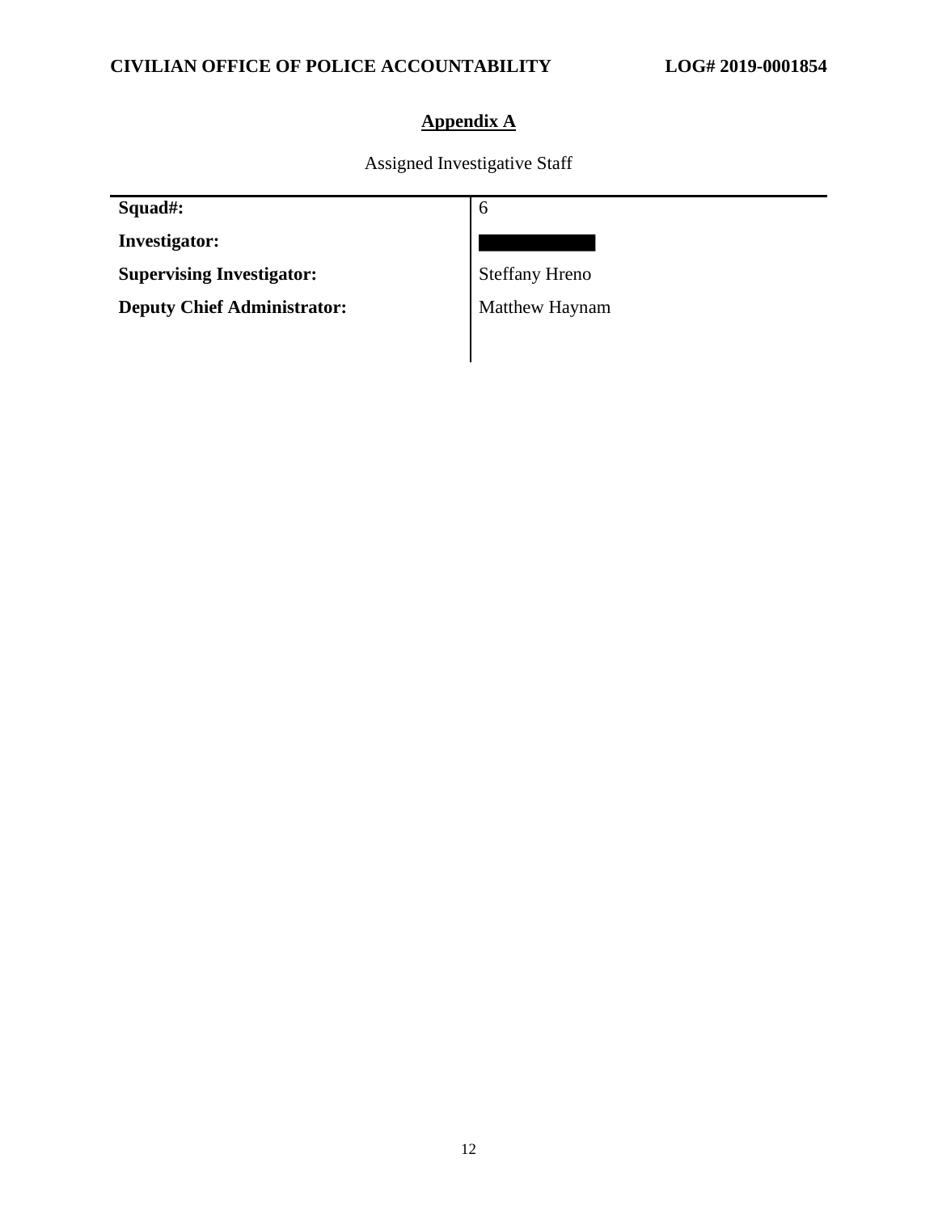## Appendix A

Assigned Investigative Staff

| | |
|---|---|
| **Squad#:** | 6 |
| **Investigator:** | ██████████ |
| **Supervising Investigator:** | Steffany Hreno |
| **Deputy Chief Administrator:** | Matthew Haynam |